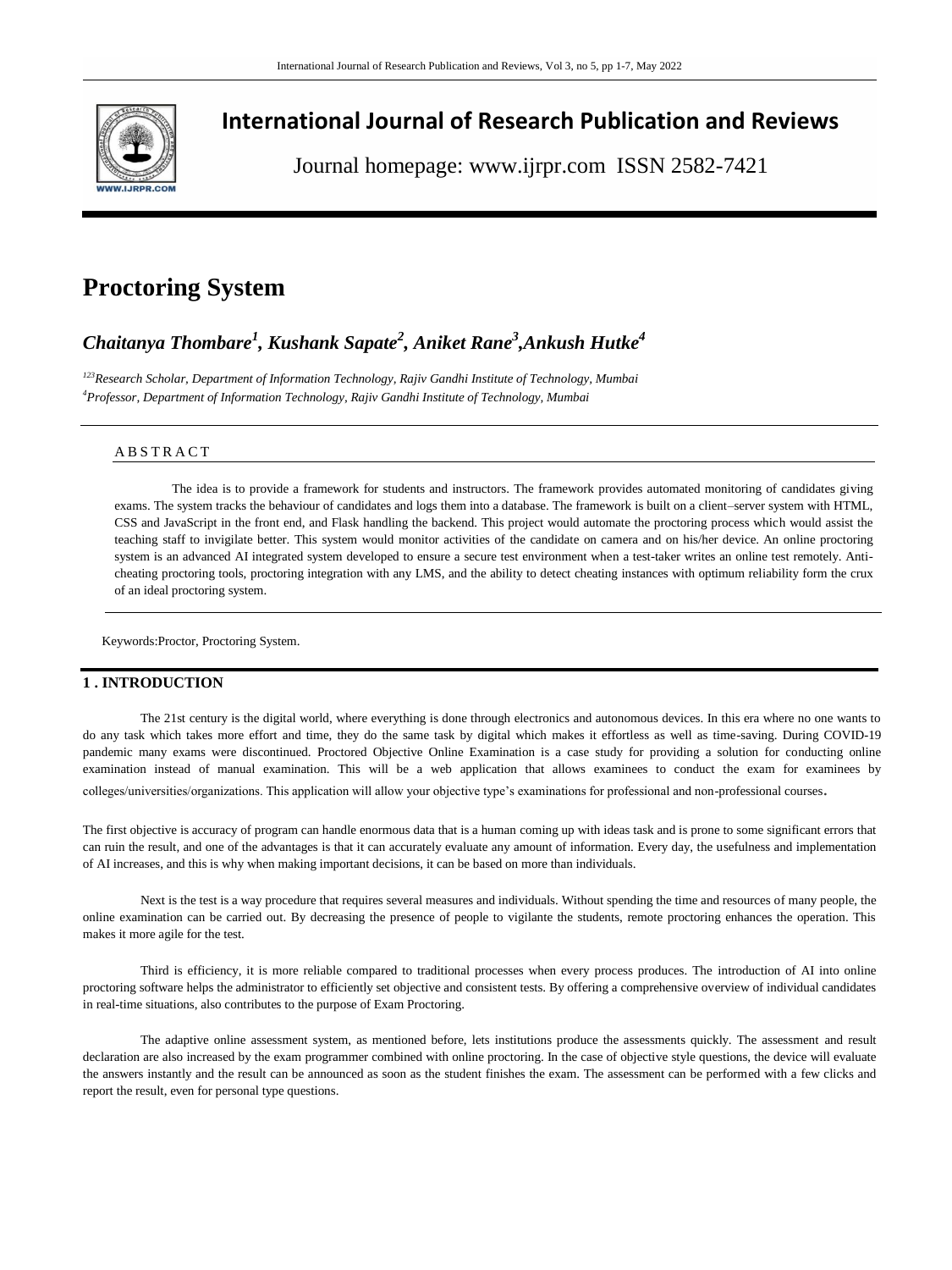# International Journal of Research Publication and Reviews

Journal homepage: www.ijrpr.com ISSN 2582-7421

# Proctoring System

***Chaitanya Thombare[1], Kushank Sapate[2], Aniket Rane[3],Ankush Hutke[4]***

*[123]Research Scholar, Department of Information Technology, Rajiv Gandhi Institute of Technology, Mumbai*
*[4]Professor, Department of Information Technology, Rajiv Gandhi Institute of Technology, Mumbai*

## ABSTRACT

The idea is to provide a framework for students and instructors. The framework provides automated monitoring of candidates giving exams. The system tracks the behaviour of candidates and logs them into a database. The framework is built on a client–server system with HTML, CSS and JavaScript in the front end, and Flask handling the backend. This project would automate the proctoring process which would assist the teaching staff to invigilate better. This system would monitor activities of the candidate on camera and on his/her device. An online proctoring system is an advanced AI integrated system developed to ensure a secure test environment when a test-taker writes an online test remotely. Anti-cheating proctoring tools, proctoring integration with any LMS, and the ability to detect cheating instances with optimum reliability form the crux of an ideal proctoring system.

Keywords:Proctor, Proctoring System.

## 1 . INTRODUCTION

The 21st century is the digital world, where everything is done through electronics and autonomous devices. In this era where no one wants to do any task which takes more effort and time, they do the same task by digital which makes it effortless as well as time-saving. During COVID-19 pandemic many exams were discontinued. Proctored Objective Online Examination is a case study for providing a solution for conducting online examination instead of manual examination. This will be a web application that allows examinees to conduct the exam for examinees by colleges/universities/organizations. This application will allow your objective type's examinations for professional and non-professional courses.

The first objective is accuracy of program can handle enormous data that is a human coming up with ideas task and is prone to some significant errors that can ruin the result, and one of the advantages is that it can accurately evaluate any amount of information. Every day, the usefulness and implementation of AI increases, and this is why when making important decisions, it can be based on more than individuals.

Next is the test is a way procedure that requires several measures and individuals. Without spending the time and resources of many people, the online examination can be carried out. By decreasing the presence of people to vigilante the students, remote proctoring enhances the operation. This makes it more agile for the test.

Third is efficiency, it is more reliable compared to traditional processes when every process produces. The introduction of AI into online proctoring software helps the administrator to efficiently set objective and consistent tests. By offering a comprehensive overview of individual candidates in real-time situations, also contributes to the purpose of Exam Proctoring.

The adaptive online assessment system, as mentioned before, lets institutions produce the assessments quickly. The assessment and result declaration are also increased by the exam programmer combined with online proctoring. In the case of objective style questions, the device will evaluate the answers instantly and the result can be announced as soon as the student finishes the exam. The assessment can be performed with a few clicks and report the result, even for personal type questions.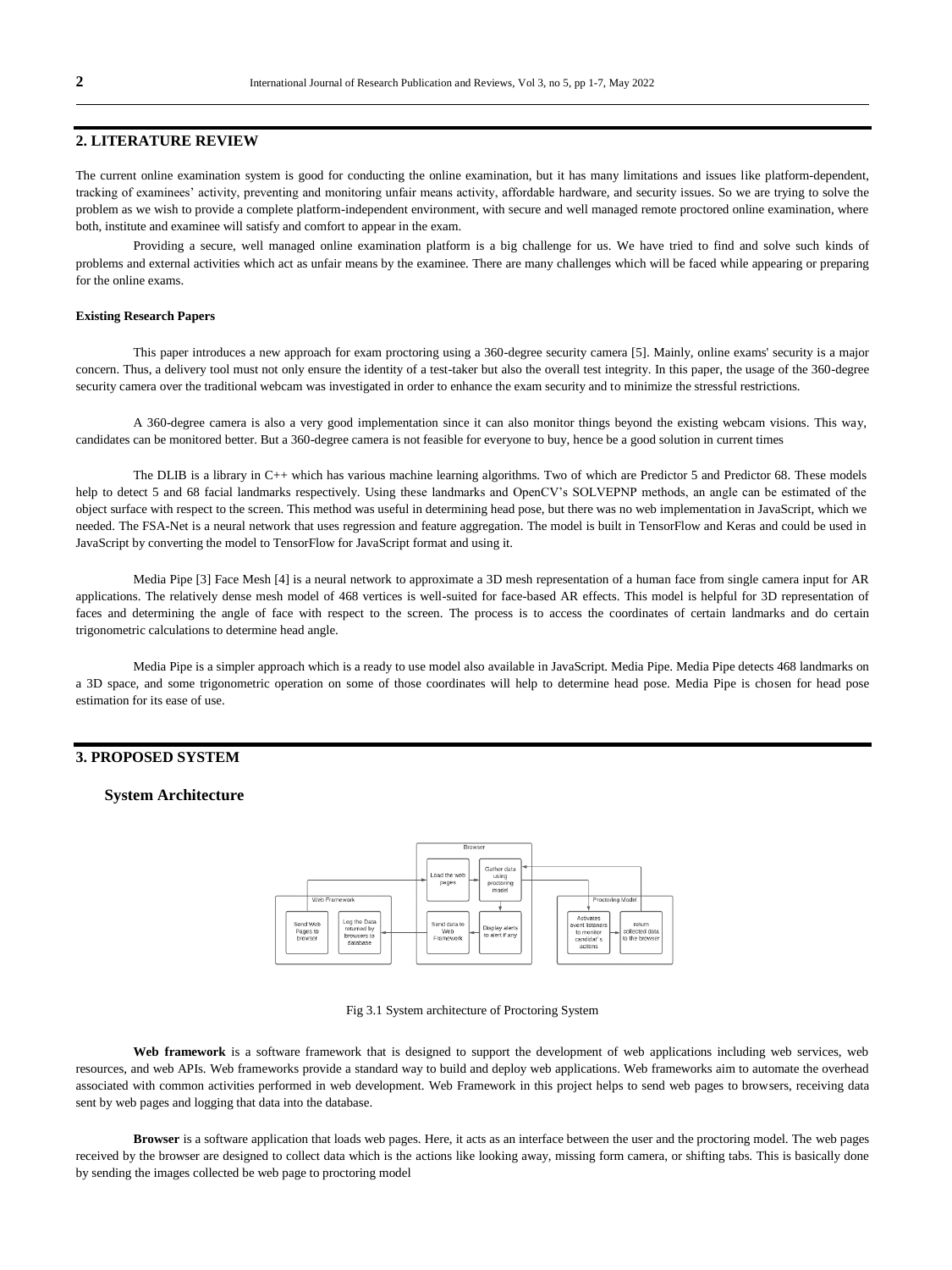## 2. LITERATURE REVIEW

The current online examination system is good for conducting the online examination, but it has many limitations and issues like platform-dependent, tracking of examinees' activity, preventing and monitoring unfair means activity, affordable hardware, and security issues. So we are trying to solve the problem as we wish to provide a complete platform-independent environment, with secure and well managed remote proctored online examination, where both, institute and examinee will satisfy and comfort to appear in the exam.

Providing a secure, well managed online examination platform is a big challenge for us. We have tried to find and solve such kinds of problems and external activities which act as unfair means by the examinee. There are many challenges which will be faced while appearing or preparing for the online exams.

#### Existing Research Papers

This paper introduces a new approach for exam proctoring using a 360-degree security camera [5]. Mainly, online exams' security is a major concern. Thus, a delivery tool must not only ensure the identity of a test-taker but also the overall test integrity. In this paper, the usage of the 360-degree security camera over the traditional webcam was investigated in order to enhance the exam security and to minimize the stressful restrictions.

A 360-degree camera is also a very good implementation since it can also monitor things beyond the existing webcam visions. This way, candidates can be monitored better. But a 360-degree camera is not feasible for everyone to buy, hence be a good solution in current times

The DLIB is a library in C++ which has various machine learning algorithms. Two of which are Predictor 5 and Predictor 68. These models help to detect 5 and 68 facial landmarks respectively. Using these landmarks and OpenCV's SOLVEPNP methods, an angle can be estimated of the object surface with respect to the screen. This method was useful in determining head pose, but there was no web implementation in JavaScript, which we needed. The FSA-Net is a neural network that uses regression and feature aggregation. The model is built in TensorFlow and Keras and could be used in JavaScript by converting the model to TensorFlow for JavaScript format and using it.

Media Pipe [3] Face Mesh [4] is a neural network to approximate a 3D mesh representation of a human face from single camera input for AR applications. The relatively dense mesh model of 468 vertices is well-suited for face-based AR effects. This model is helpful for 3D representation of faces and determining the angle of face with respect to the screen. The process is to access the coordinates of certain landmarks and do certain trigonometric calculations to determine head angle.

Media Pipe is a simpler approach which is a ready to use model also available in JavaScript. Media Pipe. Media Pipe detects 468 landmarks on a 3D space, and some trigonometric operation on some of those coordinates will help to determine head pose. Media Pipe is chosen for head pose estimation for its ease of use.

## 3. PROPOSED SYSTEM

### System Architecture

Fig 3.1 System architecture of Proctoring System

**Web framework** is a software framework that is designed to support the development of web applications including web services, web resources, and web APIs. Web frameworks provide a standard way to build and deploy web applications. Web frameworks aim to automate the overhead associated with common activities performed in web development. Web Framework in this project helps to send web pages to browsers, receiving data sent by web pages and logging that data into the database.

**Browser** is a software application that loads web pages. Here, it acts as an interface between the user and the proctoring model. The web pages received by the browser are designed to collect data which is the actions like looking away, missing form camera, or shifting tabs. This is basically done by sending the images collected be web page to proctoring model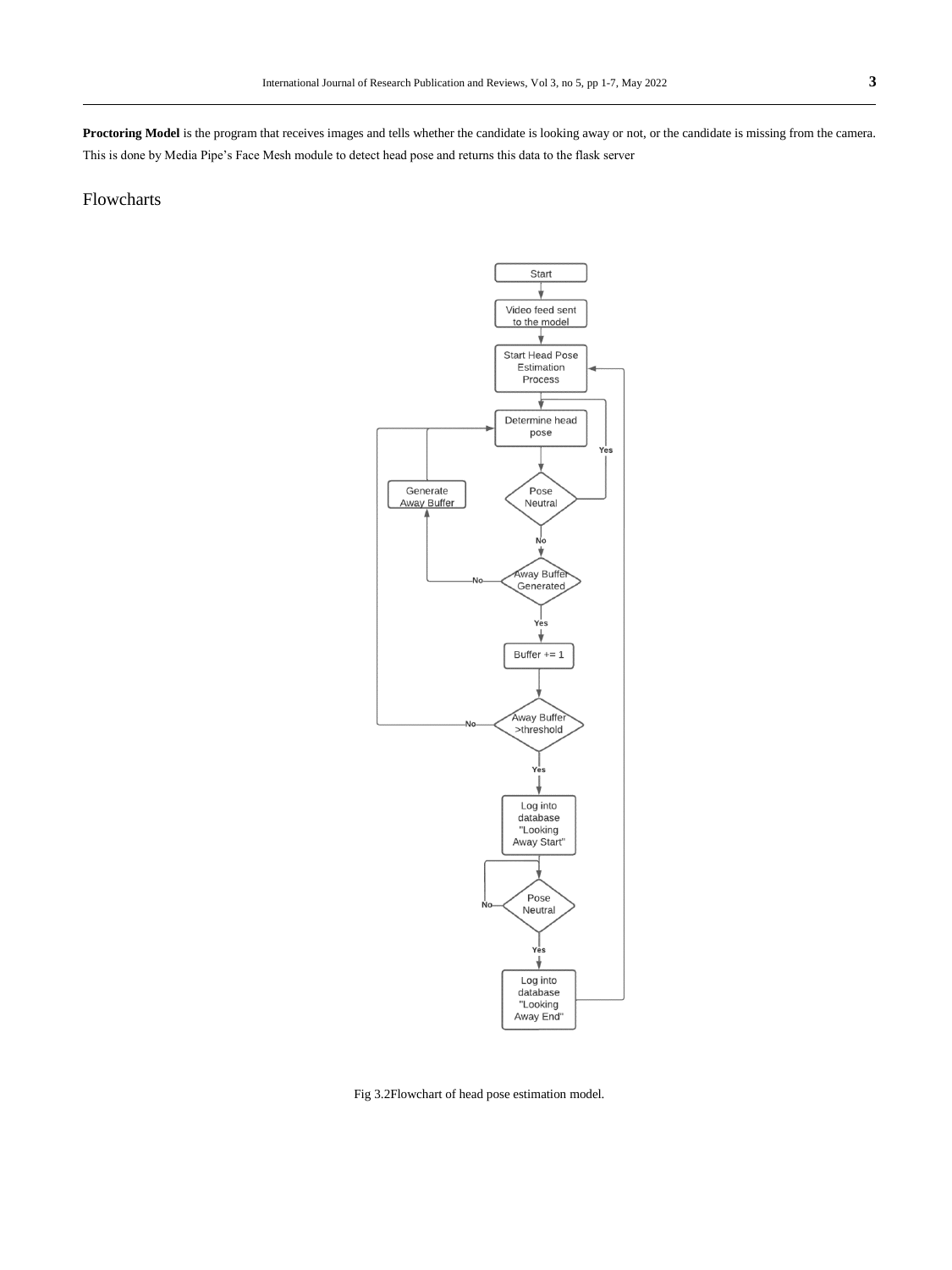**Proctoring Model** is the program that receives images and tells whether the candidate is looking away or not, or the candidate is missing from the camera. This is done by Media Pipe's Face Mesh module to detect head pose and returns this data to the flask server

## Flowcharts

Fig 3.2Flowchart of head pose estimation model.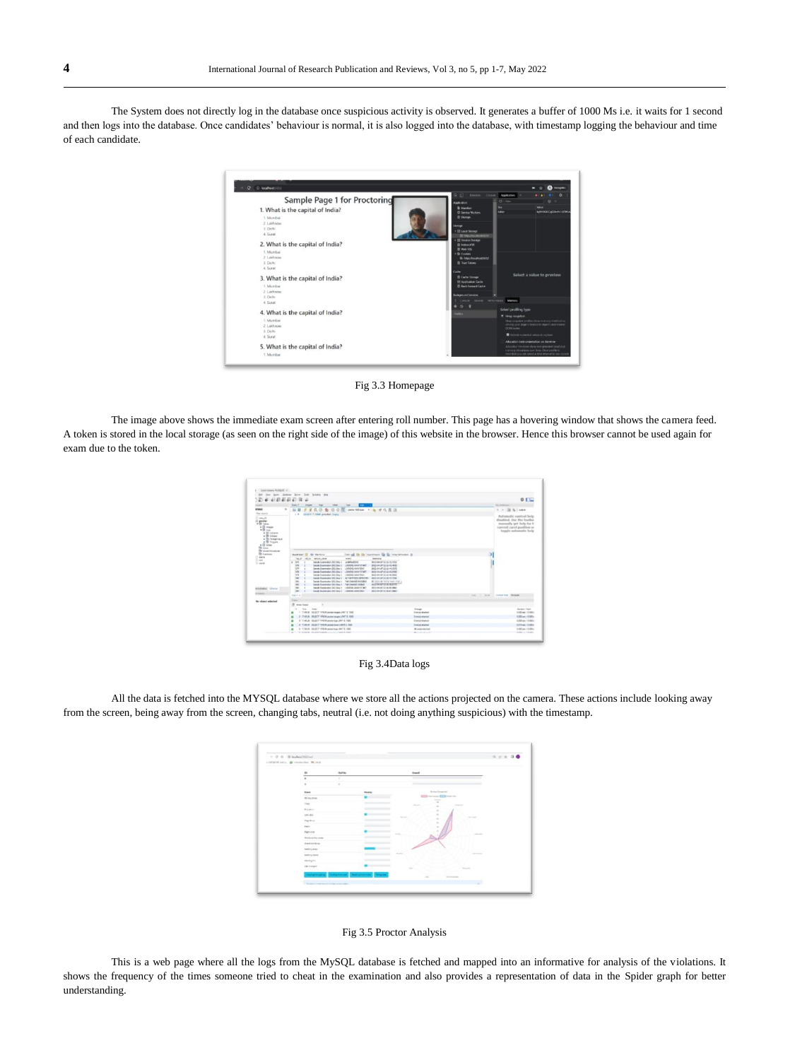The System does not directly log in the database once suspicious activity is observed. It generates a buffer of 1000 Ms i.e. it waits for 1 second and then logs into the database. Once candidates' behaviour is normal, it is also logged into the database, with timestamp logging the behaviour and time of each candidate.

Fig 3.3 Homepage

The image above shows the immediate exam screen after entering roll number. This page has a hovering window that shows the camera feed. A token is stored in the local storage (as seen on the right side of the image) of this website in the browser. Hence this browser cannot be used again for exam due to the token.

Fig 3.4Data logs

All the data is fetched into the MYSQL database where we store all the actions projected on the camera. These actions include looking away from the screen, being away from the screen, changing tabs, neutral (i.e. not doing anything suspicious) with the timestamp.

Fig 3.5 Proctor Analysis

This is a web page where all the logs from the MySQL database is fetched and mapped into an informative for analysis of the violations. It shows the frequency of the times someone tried to cheat in the examination and also provides a representation of data in the Spider graph for better understanding.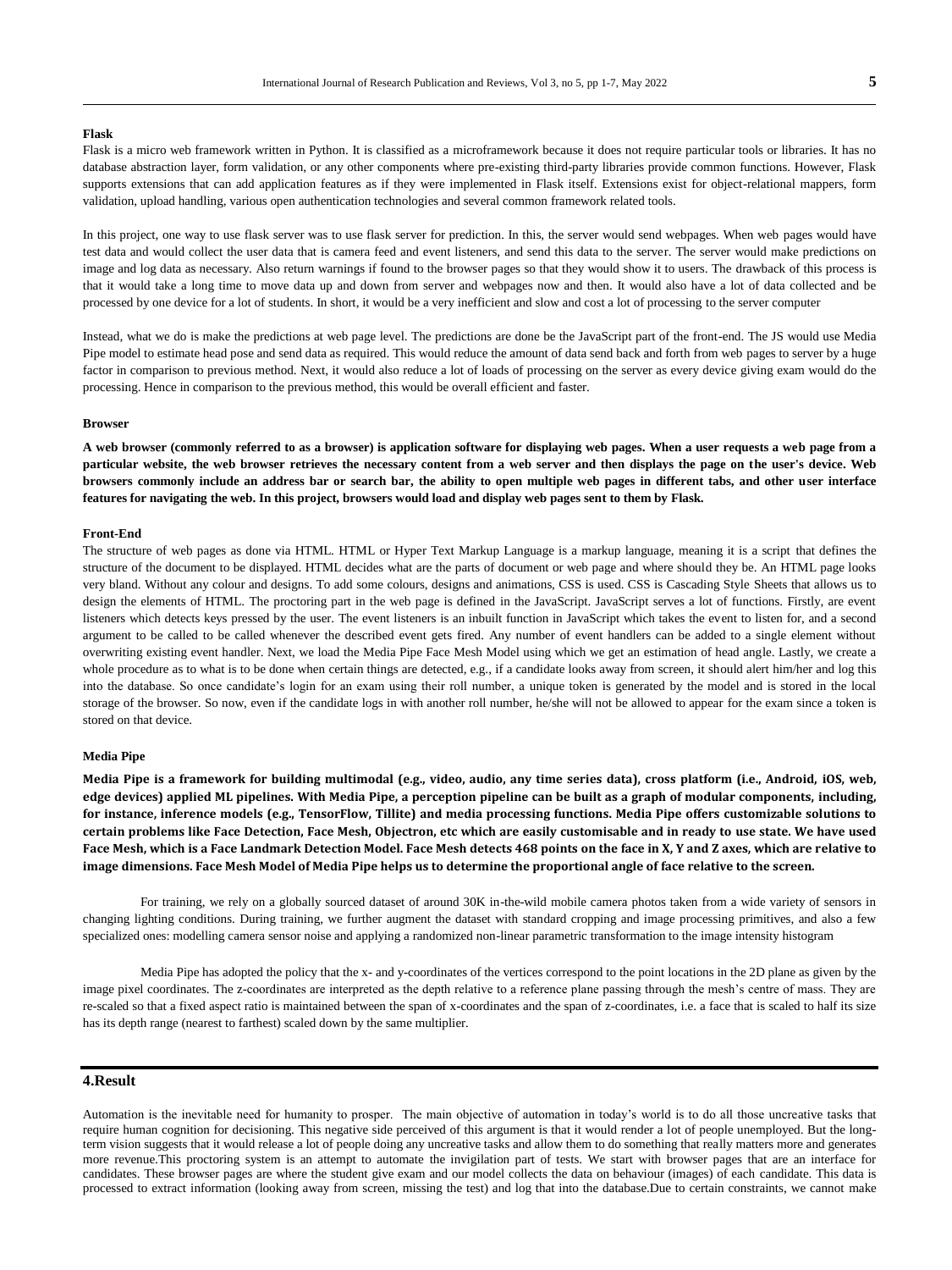**Flask**

Flask is a micro web framework written in Python. It is classified as a microframework because it does not require particular tools or libraries. It has no database abstraction layer, form validation, or any other components where pre-existing third-party libraries provide common functions. However, Flask supports extensions that can add application features as if they were implemented in Flask itself. Extensions exist for object-relational mappers, form validation, upload handling, various open authentication technologies and several common framework related tools.

In this project, one way to use flask server was to use flask server for prediction. In this, the server would send webpages. When web pages would have test data and would collect the user data that is camera feed and event listeners, and send this data to the server. The server would make predictions on image and log data as necessary. Also return warnings if found to the browser pages so that they would show it to users. The drawback of this process is that it would take a long time to move data up and down from server and webpages now and then. It would also have a lot of data collected and be processed by one device for a lot of students. In short, it would be a very inefficient and slow and cost a lot of processing to the server computer

Instead, what we do is make the predictions at web page level. The predictions are done be the JavaScript part of the front-end. The JS would use Media Pipe model to estimate head pose and send data as required. This would reduce the amount of data send back and forth from web pages to server by a huge factor in comparison to previous method. Next, it would also reduce a lot of loads of processing on the server as every device giving exam would do the processing. Hence in comparison to the previous method, this would be overall efficient and faster.

**Browser**

**A web browser (commonly referred to as a browser) is application software for displaying web pages. When a user requests a web page from a particular website, the web browser retrieves the necessary content from a web server and then displays the page on the user's device. Web browsers commonly include an address bar or search bar, the ability to open multiple web pages in different tabs, and other user interface features for navigating the web. In this project, browsers would load and display web pages sent to them by Flask.**

**Front-End**

The structure of web pages as done via HTML. HTML or Hyper Text Markup Language is a markup language, meaning it is a script that defines the structure of the document to be displayed. HTML decides what are the parts of document or web page and where should they be. An HTML page looks very bland. Without any colour and designs. To add some colours, designs and animations, CSS is used. CSS is Cascading Style Sheets that allows us to design the elements of HTML. The proctoring part in the web page is defined in the JavaScript. JavaScript serves a lot of functions. Firstly, are event listeners which detects keys pressed by the user. The event listeners is an inbuilt function in JavaScript which takes the event to listen for, and a second argument to be called to be called whenever the described event gets fired. Any number of event handlers can be added to a single element without overwriting existing event handler. Next, we load the Media Pipe Face Mesh Model using which we get an estimation of head angle. Lastly, we create a whole procedure as to what is to be done when certain things are detected, e.g., if a candidate looks away from screen, it should alert him/her and log this into the database. So once candidate's login for an exam using their roll number, a unique token is generated by the model and is stored in the local storage of the browser. So now, even if the candidate logs in with another roll number, he/she will not be allowed to appear for the exam since a token is stored on that device.

**Media Pipe**

**Media Pipe is a framework for building multimodal (e.g., video, audio, any time series data), cross platform (i.e., Android, iOS, web, edge devices) applied ML pipelines. With Media Pipe, a perception pipeline can be built as a graph of modular components, including, for instance, inference models (e.g., TensorFlow, Tillite) and media processing functions. Media Pipe offers customizable solutions to certain problems like Face Detection, Face Mesh, Objectron, etc which are easily customisable and in ready to use state. We have used Face Mesh, which is a Face Landmark Detection Model. Face Mesh detects 468 points on the face in X, Y and Z axes, which are relative to image dimensions. Face Mesh Model of Media Pipe helps us to determine the proportional angle of face relative to the screen.**

For training, we rely on a globally sourced dataset of around 30K in-the-wild mobile camera photos taken from a wide variety of sensors in changing lighting conditions. During training, we further augment the dataset with standard cropping and image processing primitives, and also a few specialized ones: modelling camera sensor noise and applying a randomized non-linear parametric transformation to the image intensity histogram

Media Pipe has adopted the policy that the x- and y-coordinates of the vertices correspond to the point locations in the 2D plane as given by the image pixel coordinates. The z-coordinates are interpreted as the depth relative to a reference plane passing through the mesh's centre of mass. They are re-scaled so that a fixed aspect ratio is maintained between the span of x-coordinates and the span of z-coordinates, i.e. a face that is scaled to half its size has its depth range (nearest to farthest) scaled down by the same multiplier.

## 4.Result

Automation is the inevitable need for humanity to prosper. The main objective of automation in today's world is to do all those uncreative tasks that require human cognition for decisioning. This negative side perceived of this argument is that it would render a lot of people unemployed. But the long-term vision suggests that it would release a lot of people doing any uncreative tasks and allow them to do something that really matters more and generates more revenue.This proctoring system is an attempt to automate the invigilation part of tests. We start with browser pages that are an interface for candidates. These browser pages are where the student give exam and our model collects the data on behaviour (images) of each candidate. This data is processed to extract information (looking away from screen, missing the test) and log that into the database.Due to certain constraints, we cannot make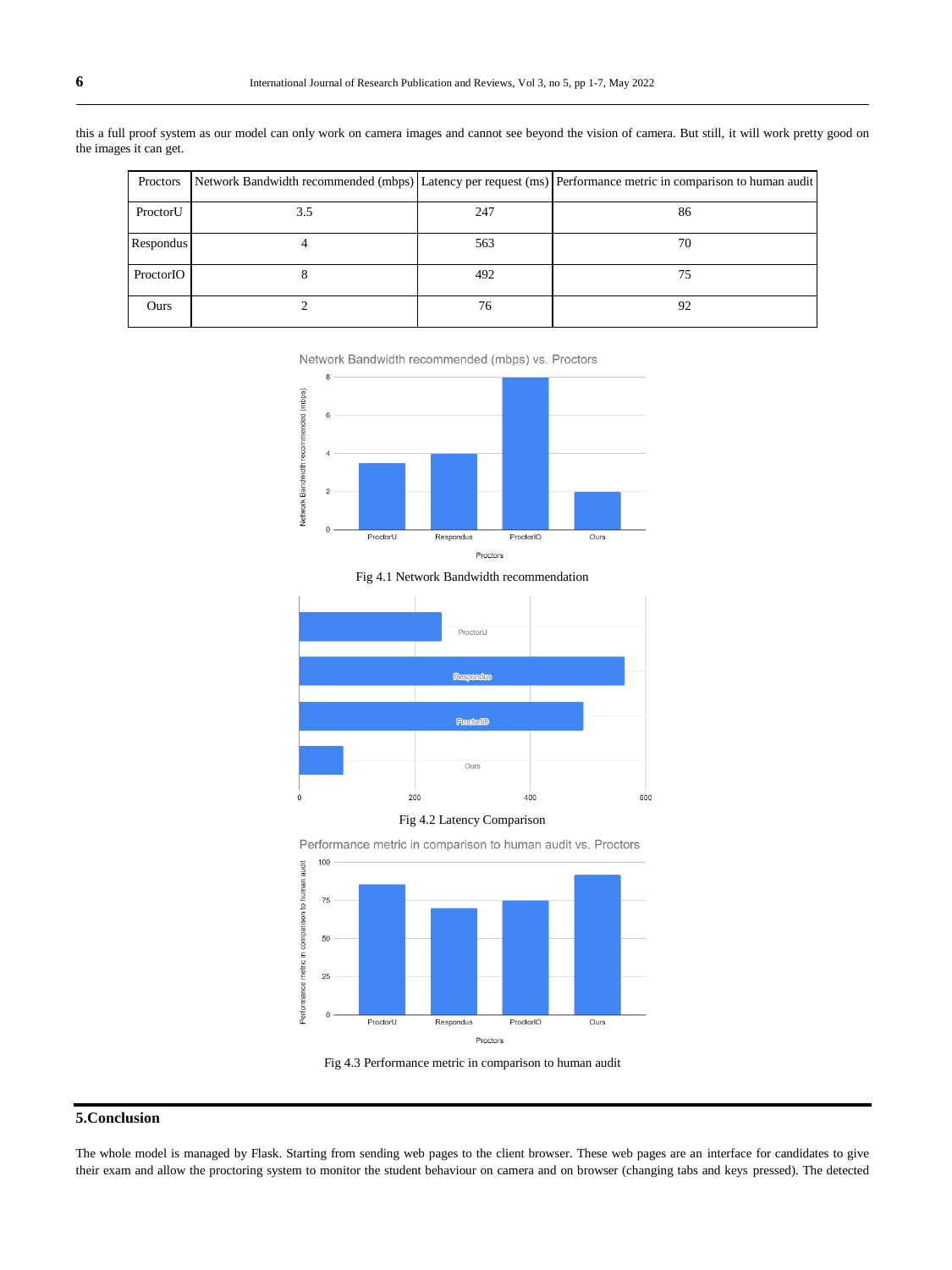this a full proof system as our model can only work on camera images and cannot see beyond the vision of camera. But still, it will work pretty good on the images it can get.

| Proctors | Network Bandwidth recommended (mbps) | Latency per request (ms) | Performance metric in comparison to human audit |
|---|---|---|---|
| ProctorU | 3.5 | 247 | 86 |
| Respondus | 4 | 563 | 70 |
| ProctorIO | 8 | 492 | 75 |
| Ours | 2 | 76 | 92 |

Fig 4.1 Network Bandwidth recommendation

Fig 4.2 Latency Comparison

Fig 4.3 Performance metric in comparison to human audit

## 5.Conclusion

The whole model is managed by Flask. Starting from sending web pages to the client browser. These web pages are an interface for candidates to give their exam and allow the proctoring system to monitor the student behaviour on camera and on browser (changing tabs and keys pressed). The detected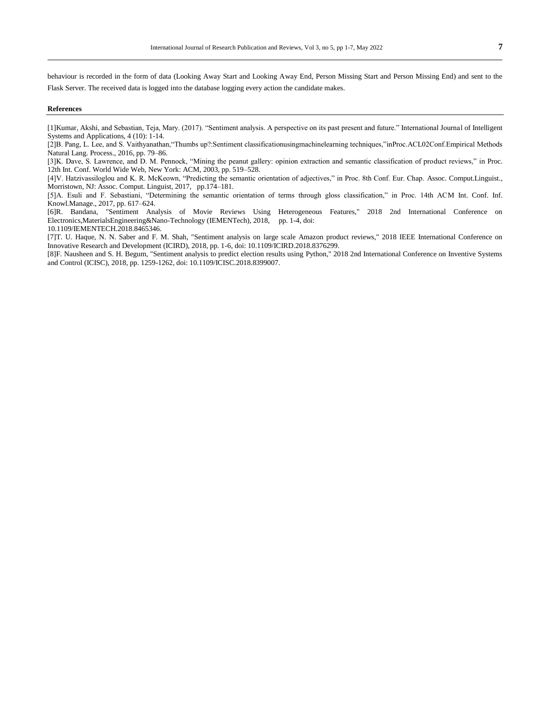behaviour is recorded in the form of data (Looking Away Start and Looking Away End, Person Missing Start and Person Missing End) and sent to the Flask Server. The received data is logged into the database logging every action the candidate makes.

## References

[1]Kumar, Akshi, and Sebastian, Teja, Mary. (2017). "Sentiment analysis. A perspective on its past present and future." International Journal of Intelligent Systems and Applications, 4 (10): 1-14.

[2]B. Pang, L. Lee, and S. Vaithyanathan,"Thumbs up?:Sentiment classificationusingmachinelearning techniques,"inProc.ACL02Conf.Empirical Methods Natural Lang. Process., 2016, pp. 79–86.

[3]K. Dave, S. Lawrence, and D. M. Pennock, "Mining the peanut gallery: opinion extraction and semantic classification of product reviews," in Proc. 12th Int. Conf. World Wide Web, New York: ACM, 2003, pp. 519–528.

[4]V. Hatzivassiloglou and K. R. McKeown, "Predicting the semantic orientation of adjectives," in Proc. 8th Conf. Eur. Chap. Assoc. Comput.Linguist., Morristown, NJ: Assoc. Comput. Linguist, 2017, pp.174–181.

[5]A. Esuli and F. Sebastiani, "Determining the semantic orientation of terms through gloss classification," in Proc. 14th ACM Int. Conf. Inf. Knowl.Manage., 2017, pp. 617–624.

[6]R. Bandana, "Sentiment Analysis of Movie Reviews Using Heterogeneous Features," 2018 2nd International Conference on Electronics,MaterialsEngineering&Nano-Technology (IEMENTech), 2018, pp. 1-4, doi: 10.1109/IEMENTECH.2018.8465346.

[7]T. U. Haque, N. N. Saber and F. M. Shah, "Sentiment analysis on large scale Amazon product reviews," 2018 IEEE International Conference on Innovative Research and Development (ICIRD), 2018, pp. 1-6, doi: 10.1109/ICIRD.2018.8376299.

[8]F. Nausheen and S. H. Begum, "Sentiment analysis to predict election results using Python," 2018 2nd International Conference on Inventive Systems and Control (ICISC), 2018, pp. 1259-1262, doi: 10.1109/ICISC.2018.8399007.